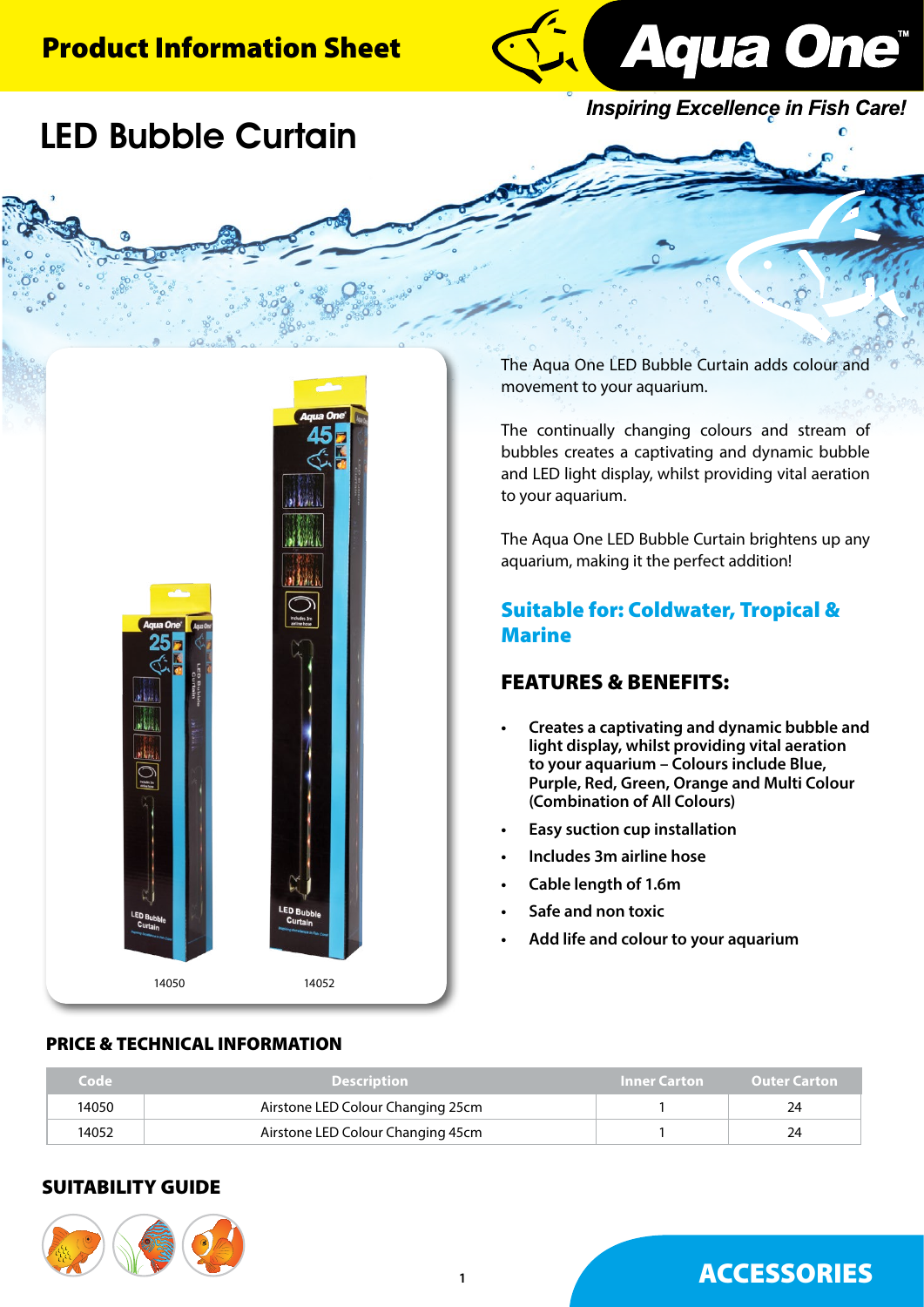**Product Information Sheet**

Aqua One™

*Inspiring Excellence in Fish Care!*

# LED Bubble Curtain

14050

14052

The Aqua One LED Bubble Curtain adds colour and movement to your aquarium.

The continually changing colours and stream of bubbles creates a captivating and dynamic bubble and LED light display, whilst providing vital aeration to your aquarium.

The Aqua One LED Bubble Curtain brightens up any aquarium, making it the perfect addition!

## Suitable for: Coldwater, Tropical & Marine

## FEATURES & BENEFITS:

- **Creates a captivating and dynamic bubble and light display, whilst providing vital aeration to your aquarium – Colours include Blue, Purple, Red, Green, Orange and Multi Colour (Combination of All Colours)**
- **Easy suction cup installation**
- **Includes 3m airline hose**
- **Cable length of 1.6m**
- **Safe and non toxic**
- **Add life and colour to your aquarium**

## PRICE & TECHNICAL INFORMATION

| Code | Description | Inner Carton | Outer Carton |
|---|---|---|---|
| 14050 | Airstone LED Colour Changing 25cm | 1 | 24 |
| 14052 | Airstone LED Colour Changing 45cm | 1 | 24 |

## SUITABILITY GUIDE

**ACCESSORIES**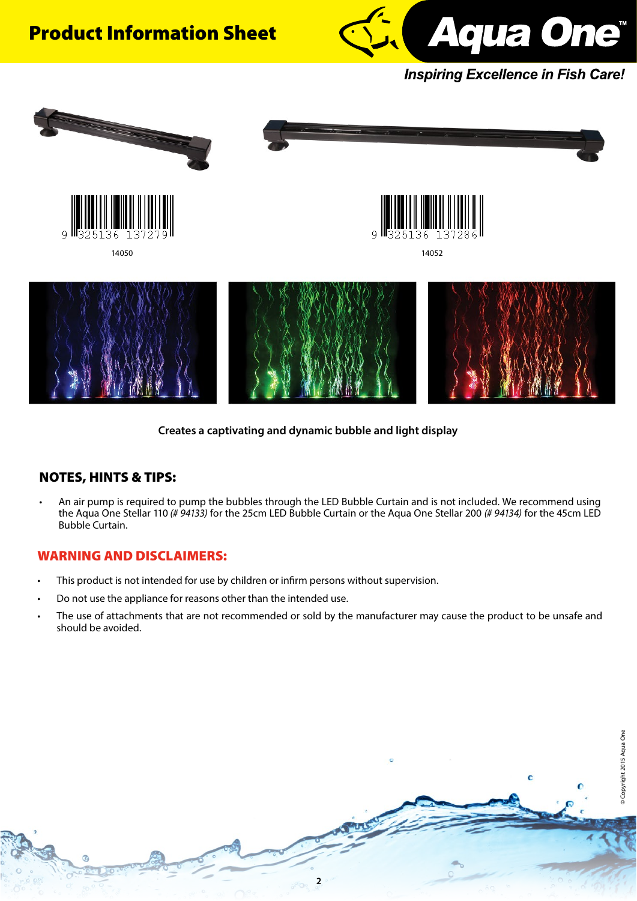# Product Information Sheet

*Inspiring Excellence in Fish Care!*

9 325136 137279

14050

9 325136 137286

14052

**Creates a captivating and dynamic bubble and light display**

## NOTES, HINTS & TIPS:

- An air pump is required to pump the bubbles through the LED Bubble Curtain and is not included. We recommend using the Aqua One Stellar 110 *(# 94133)* for the 25cm LED Bubble Curtain or the Aqua One Stellar 200 *(# 94134)* for the 45cm LED Bubble Curtain.

## WARNING AND DISCLAIMERS:

- This product is not intended for use by children or infirm persons without supervision.
- Do not use the appliance for reasons other than the intended use.
- The use of attachments that are not recommended or sold by the manufacturer may cause the product to be unsafe and should be avoided.

© Copyright 2015 Aqua One